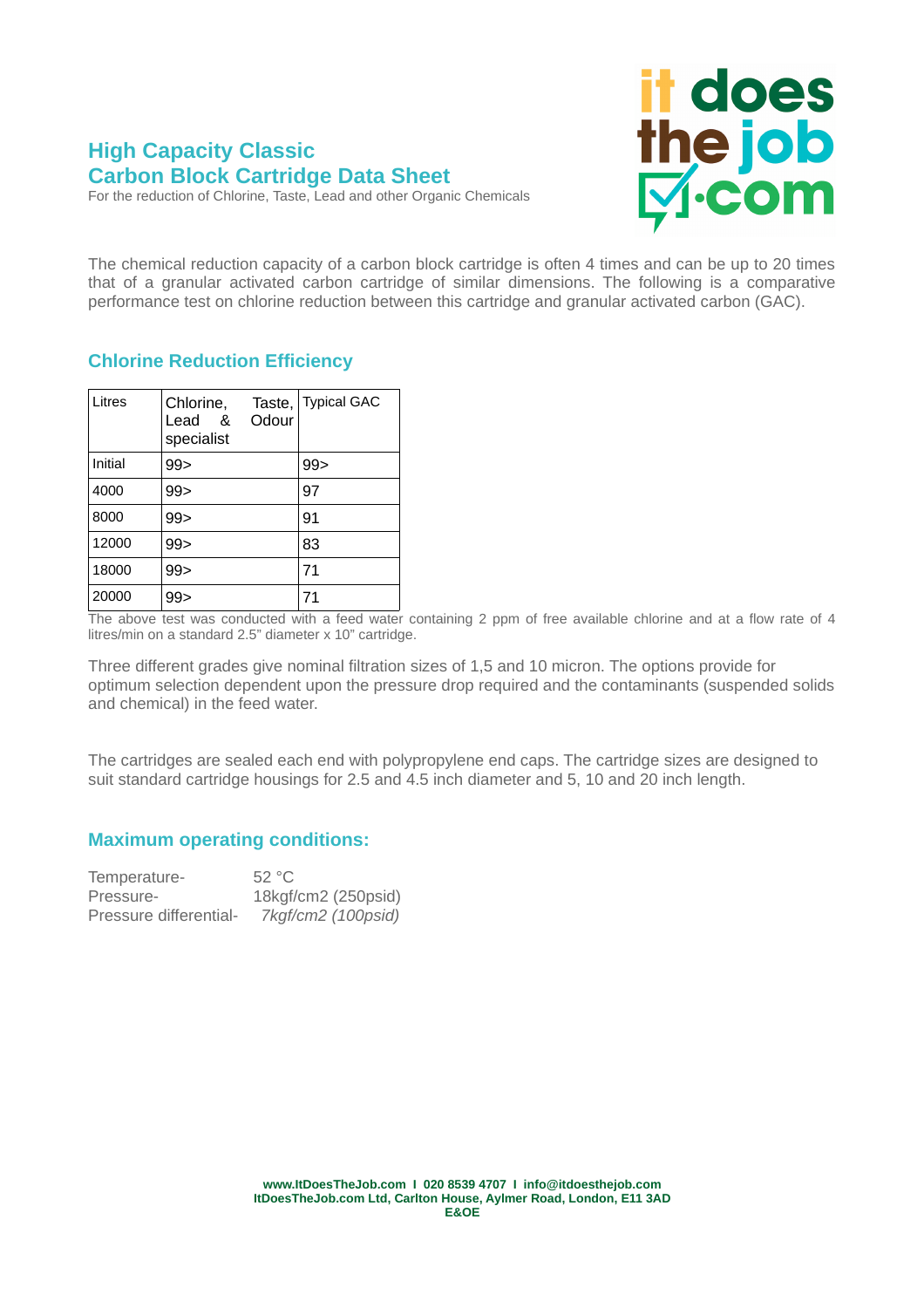# High Capacity Classic
# Carbon Block Cartridge Data Sheet

For the reduction of Chlorine, Taste, Lead and other Organic Chemicals

The chemical reduction capacity of a carbon block cartridge is often 4 times and can be up to 20 times that of a granular activated carbon cartridge of similar dimensions. The following is a comparative performance test on chlorine reduction between this cartridge and granular activated carbon (GAC).

## Chlorine Reduction Efficiency

| Litres | Chlorine, Taste, Lead & Odour specialist | Typical GAC |
|---|---|---|
| Initial | 99> | 99> |
| 4000 | 99> | 97 |
| 8000 | 99> | 91 |
| 12000 | 99> | 83 |
| 18000 | 99> | 71 |
| 20000 | 99> | 71 |

The above test was conducted with a feed water containing 2 ppm of free available chlorine and at a flow rate of 4 litres/min on a standard 2.5" diameter x 10" cartridge.

Three different grades give nominal filtration sizes of 1,5 and 10 micron. The options provide for optimum selection dependent upon the pressure drop required and the contaminants (suspended solids and chemical) in the feed water.

The cartridges are sealed each end with polypropylene end caps. The cartridge sizes are designed to suit standard cartridge housings for 2.5 and 4.5 inch diameter and 5, 10 and 20 inch length.

## Maximum operating conditions:

Temperature- 52 °C
Pressure- 18kgf/cm2 (250psid)
Pressure differential- *7kgf/cm2 (100psid)*

**www.ItDoesTheJob.com I 020 8539 4707 I info@itdoesthejob.com**
**ItDoesTheJob.com Ltd, Carlton House, Aylmer Road, London, E11 3AD**
**E&OE**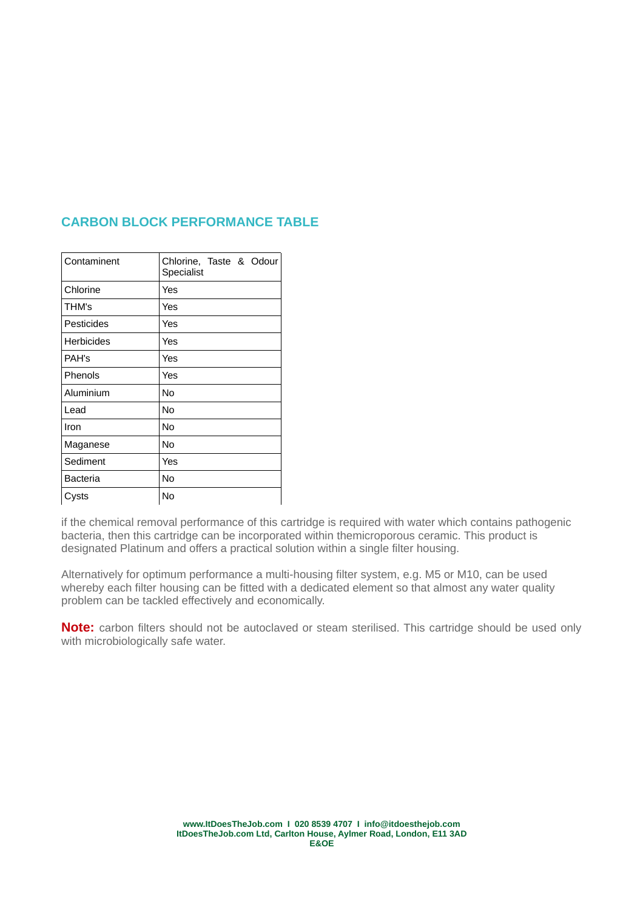## CARBON BLOCK PERFORMANCE TABLE

| Contaminent | Chlorine, Taste & Odour Specialist |
|---|---|
| Chlorine | Yes |
| THM's | Yes |
| Pesticides | Yes |
| Herbicides | Yes |
| PAH's | Yes |
| Phenols | Yes |
| Aluminium | No |
| Lead | No |
| Iron | No |
| Maganese | No |
| Sediment | Yes |
| Bacteria | No |
| Cysts | No |

if the chemical removal performance of this cartridge is required with water which contains pathogenic bacteria, then this cartridge can be incorporated within themicroporous ceramic. This product is designated Platinum and offers a practical solution within a single filter housing.

Alternatively for optimum performance a multi-housing filter system, e.g. M5 or M10, can be used whereby each filter housing can be fitted with a dedicated element so that almost any water quality problem can be tackled effectively and economically.

**Note:** carbon filters should not be autoclaved or steam sterilised. This cartridge should be used only with microbiologically safe water.

**www.ItDoesTheJob.com I 020 8539 4707 I info@itdoesthejob.com**
**ItDoesTheJob.com Ltd, Carlton House, Aylmer Road, London, E11 3AD**
**E&OE**